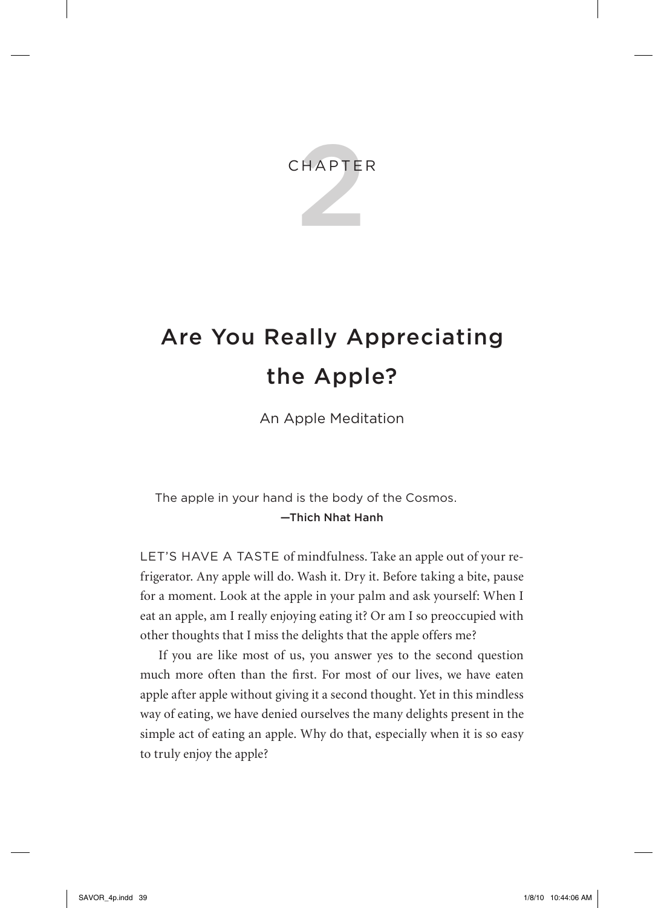# Chapter 2

# Are You Really Appreciating the Apple?

## An Apple Meditation

> The apple in your hand is the body of the Cosmos.
>
> **—Thich Nhat Hanh**

LET'S HAVE A TASTE of mindfulness. Take an apple out of your refrigerator. Any apple will do. Wash it. Dry it. Before taking a bite, pause for a moment. Look at the apple in your palm and ask yourself: When I eat an apple, am I really enjoying eating it? Or am I so preoccupied with other thoughts that I miss the delights that the apple offers me?

If you are like most of us, you answer yes to the second question much more often than the first. For most of our lives, we have eaten apple after apple without giving it a second thought. Yet in this mindless way of eating, we have denied ourselves the many delights present in the simple act of eating an apple. Why do that, especially when it is so easy to truly enjoy the apple?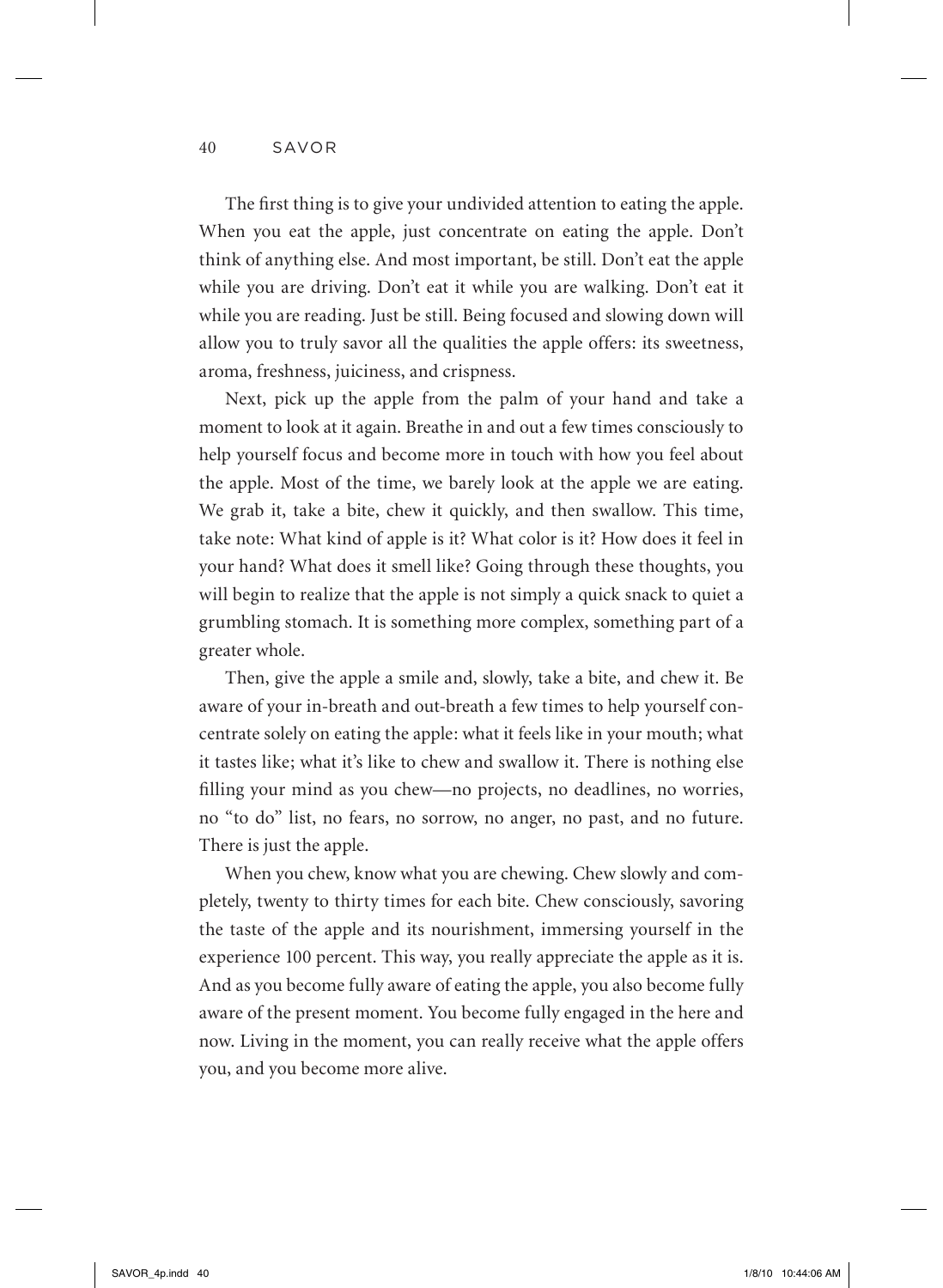The first thing is to give your undivided attention to eating the apple. When you eat the apple, just concentrate on eating the apple. Don't think of anything else. And most important, be still. Don't eat the apple while you are driving. Don't eat it while you are walking. Don't eat it while you are reading. Just be still. Being focused and slowing down will allow you to truly savor all the qualities the apple offers: its sweetness, aroma, freshness, juiciness, and crispness.

Next, pick up the apple from the palm of your hand and take a moment to look at it again. Breathe in and out a few times consciously to help yourself focus and become more in touch with how you feel about the apple. Most of the time, we barely look at the apple we are eating. We grab it, take a bite, chew it quickly, and then swallow. This time, take note: What kind of apple is it? What color is it? How does it feel in your hand? What does it smell like? Going through these thoughts, you will begin to realize that the apple is not simply a quick snack to quiet a grumbling stomach. It is something more complex, something part of a greater whole.

Then, give the apple a smile and, slowly, take a bite, and chew it. Be aware of your in-breath and out-breath a few times to help yourself concentrate solely on eating the apple: what it feels like in your mouth; what it tastes like; what it's like to chew and swallow it. There is nothing else filling your mind as you chew—no projects, no deadlines, no worries, no "to do" list, no fears, no sorrow, no anger, no past, and no future. There is just the apple.

When you chew, know what you are chewing. Chew slowly and completely, twenty to thirty times for each bite. Chew consciously, savoring the taste of the apple and its nourishment, immersing yourself in the experience 100 percent. This way, you really appreciate the apple as it is. And as you become fully aware of eating the apple, you also become fully aware of the present moment. You become fully engaged in the here and now. Living in the moment, you can really receive what the apple offers you, and you become more alive.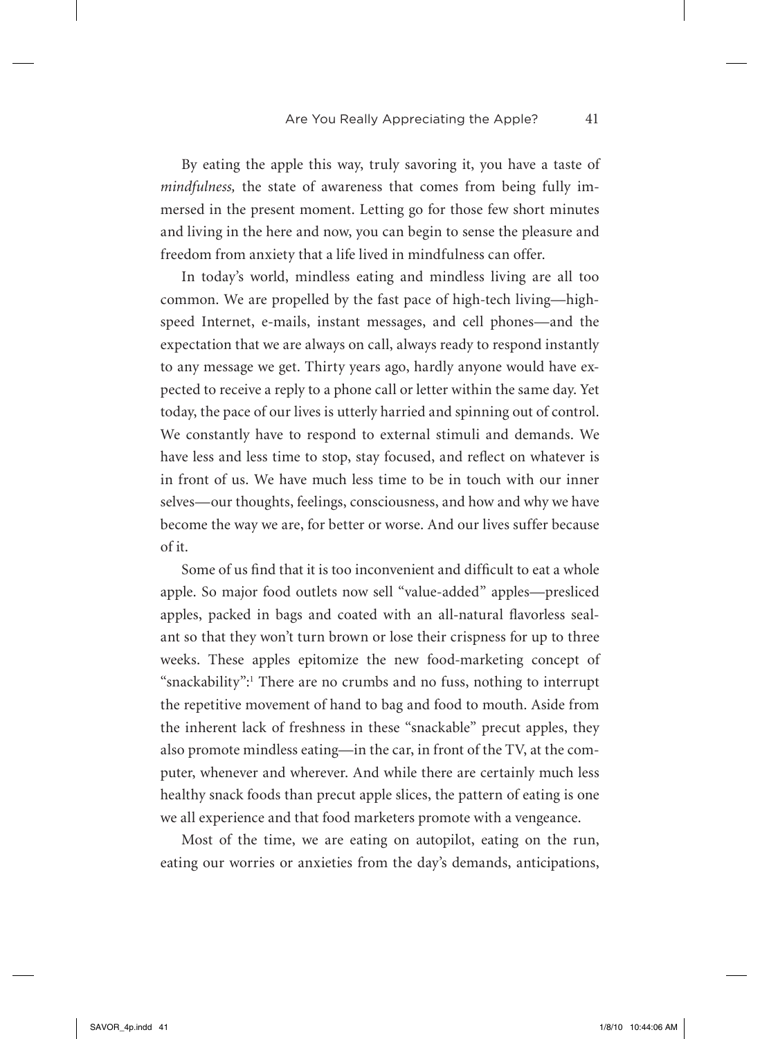By eating the apple this way, truly savoring it, you have a taste of *mindfulness,* the state of awareness that comes from being fully immersed in the present moment. Letting go for those few short minutes and living in the here and now, you can begin to sense the pleasure and freedom from anxiety that a life lived in mindfulness can offer.

In today's world, mindless eating and mindless living are all too common. We are propelled by the fast pace of high-tech living—high-speed Internet, e-mails, instant messages, and cell phones—and the expectation that we are always on call, always ready to respond instantly to any message we get. Thirty years ago, hardly anyone would have expected to receive a reply to a phone call or letter within the same day. Yet today, the pace of our lives is utterly harried and spinning out of control. We constantly have to respond to external stimuli and demands. We have less and less time to stop, stay focused, and reflect on whatever is in front of us. We have much less time to be in touch with our inner selves—our thoughts, feelings, consciousness, and how and why we have become the way we are, for better or worse. And our lives suffer because of it.

Some of us find that it is too inconvenient and difficult to eat a whole apple. So major food outlets now sell "value-added" apples—presliced apples, packed in bags and coated with an all-natural flavorless sealant so that they won't turn brown or lose their crispness for up to three weeks. These apples epitomize the new food-marketing concept of "snackability":[1] There are no crumbs and no fuss, nothing to interrupt the repetitive movement of hand to bag and food to mouth. Aside from the inherent lack of freshness in these "snackable" precut apples, they also promote mindless eating—in the car, in front of the TV, at the computer, whenever and wherever. And while there are certainly much less healthy snack foods than precut apple slices, the pattern of eating is one we all experience and that food marketers promote with a vengeance.

Most of the time, we are eating on autopilot, eating on the run, eating our worries or anxieties from the day's demands, anticipations,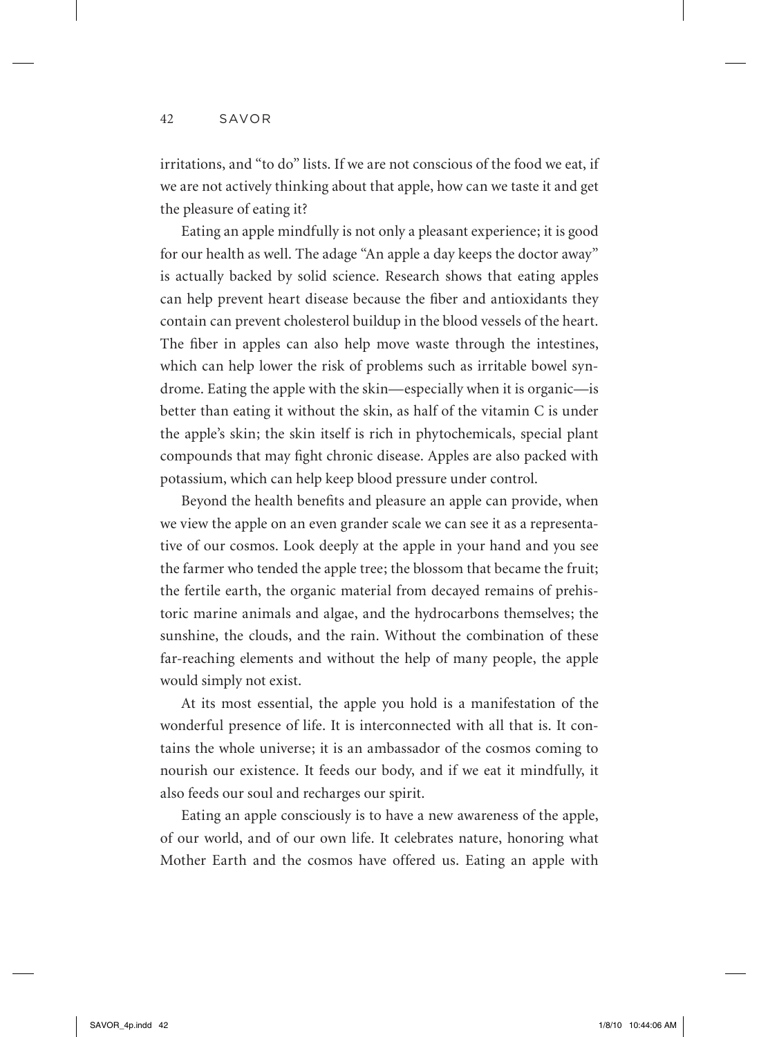irritations, and "to do" lists. If we are not conscious of the food we eat, if we are not actively thinking about that apple, how can we taste it and get the pleasure of eating it?

Eating an apple mindfully is not only a pleasant experience; it is good for our health as well. The adage "An apple a day keeps the doctor away" is actually backed by solid science. Research shows that eating apples can help prevent heart disease because the fiber and antioxidants they contain can prevent cholesterol buildup in the blood vessels of the heart. The fiber in apples can also help move waste through the intestines, which can help lower the risk of problems such as irritable bowel syndrome. Eating the apple with the skin—especially when it is organic—is better than eating it without the skin, as half of the vitamin C is under the apple's skin; the skin itself is rich in phytochemicals, special plant compounds that may fight chronic disease. Apples are also packed with potassium, which can help keep blood pressure under control.

Beyond the health benefits and pleasure an apple can provide, when we view the apple on an even grander scale we can see it as a representative of our cosmos. Look deeply at the apple in your hand and you see the farmer who tended the apple tree; the blossom that became the fruit; the fertile earth, the organic material from decayed remains of prehistoric marine animals and algae, and the hydrocarbons themselves; the sunshine, the clouds, and the rain. Without the combination of these far-reaching elements and without the help of many people, the apple would simply not exist.

At its most essential, the apple you hold is a manifestation of the wonderful presence of life. It is interconnected with all that is. It contains the whole universe; it is an ambassador of the cosmos coming to nourish our existence. It feeds our body, and if we eat it mindfully, it also feeds our soul and recharges our spirit.

Eating an apple consciously is to have a new awareness of the apple, of our world, and of our own life. It celebrates nature, honoring what Mother Earth and the cosmos have offered us. Eating an apple with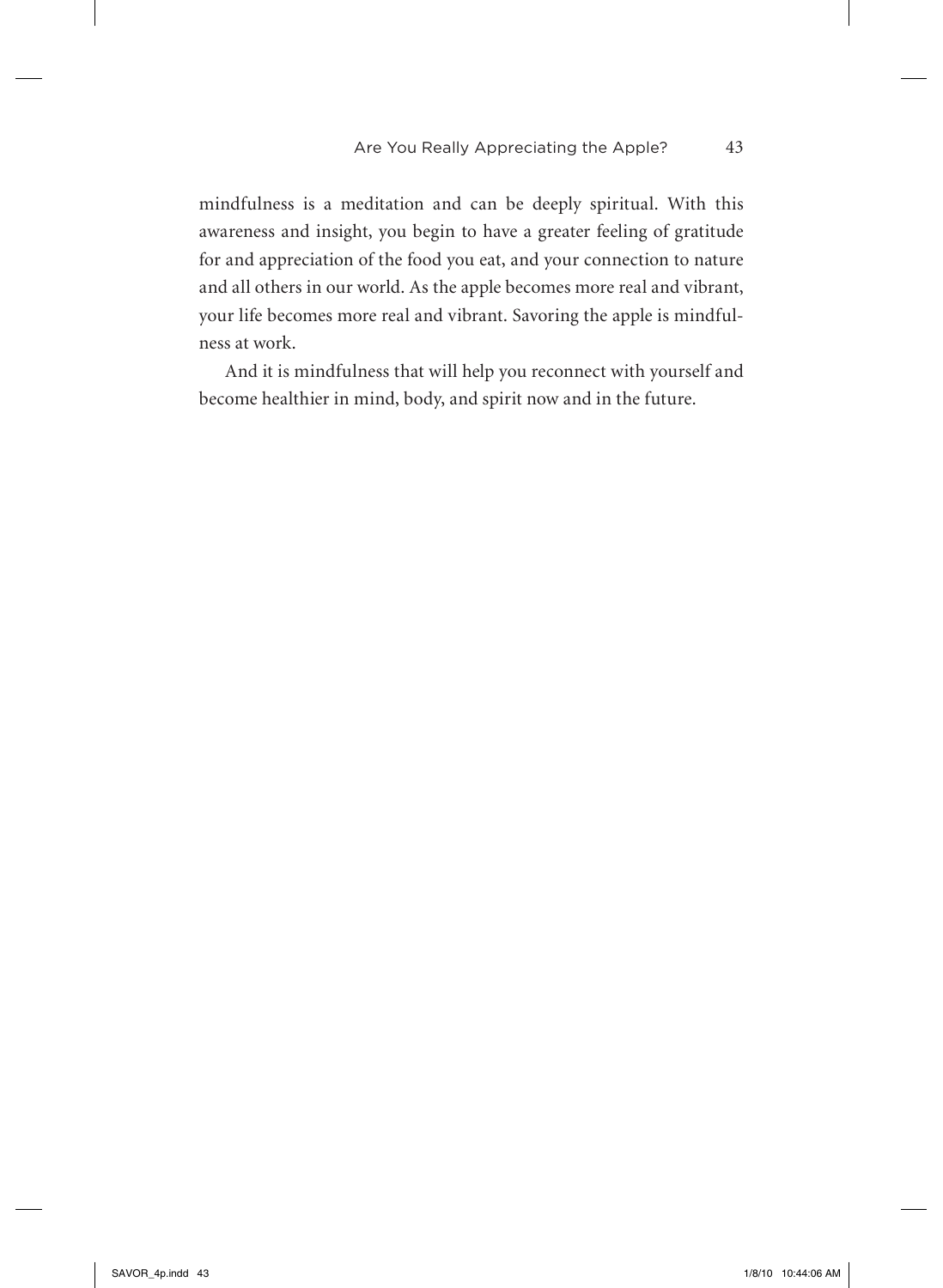mindfulness is a meditation and can be deeply spiritual. With this awareness and insight, you begin to have a greater feeling of gratitude for and appreciation of the food you eat, and your connection to nature and all others in our world. As the apple becomes more real and vibrant, your life becomes more real and vibrant. Savoring the apple is mindfulness at work.

And it is mindfulness that will help you reconnect with yourself and become healthier in mind, body, and spirit now and in the future.